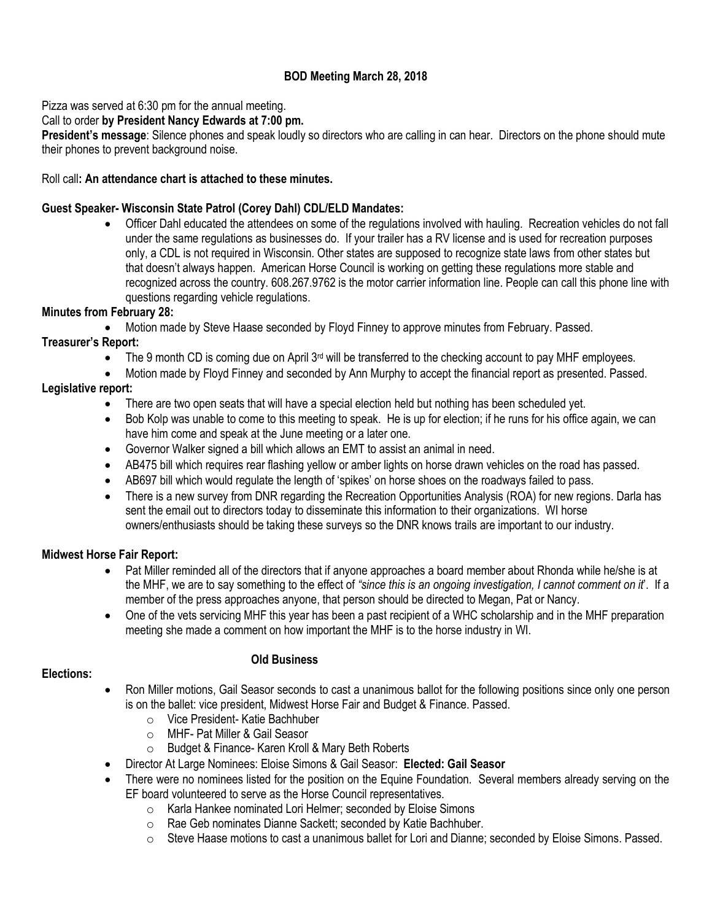# BOD Meeting March 28, 2018

Pizza was served at 6:30 pm for the annual meeting.

Call to order **by President Nancy Edwards at 7:00 pm.**

**President's message**: Silence phones and speak loudly so directors who are calling in can hear. Directors on the phone should mute their phones to prevent background noise.

Roll call**: An attendance chart is attached to these minutes.**

**Guest Speaker- Wisconsin State Patrol (Corey Dahl) CDL/ELD Mandates:**

- Officer Dahl educated the attendees on some of the regulations involved with hauling. Recreation vehicles do not fall under the same regulations as businesses do. If your trailer has a RV license and is used for recreation purposes only, a CDL is not required in Wisconsin. Other states are supposed to recognize state laws from other states but that doesn't always happen. American Horse Council is working on getting these regulations more stable and recognized across the country. 608.267.9762 is the motor carrier information line. People can call this phone line with questions regarding vehicle regulations.

**Minutes from February 28:**

- Motion made by Steve Haase seconded by Floyd Finney to approve minutes from February. Passed.

**Treasurer's Report:**

- The 9 month CD is coming due on April 3rd will be transferred to the checking account to pay MHF employees.
- Motion made by Floyd Finney and seconded by Ann Murphy to accept the financial report as presented. Passed.

**Legislative report:**

- There are two open seats that will have a special election held but nothing has been scheduled yet.
- Bob Kolp was unable to come to this meeting to speak. He is up for election; if he runs for his office again, we can have him come and speak at the June meeting or a later one.
- Governor Walker signed a bill which allows an EMT to assist an animal in need.
- AB475 bill which requires rear flashing yellow or amber lights on horse drawn vehicles on the road has passed.
- AB697 bill which would regulate the length of 'spikes' on horse shoes on the roadways failed to pass.
- There is a new survey from DNR regarding the Recreation Opportunities Analysis (ROA) for new regions. Darla has sent the email out to directors today to disseminate this information to their organizations. WI horse owners/enthusiasts should be taking these surveys so the DNR knows trails are important to our industry.

**Midwest Horse Fair Report:**

- Pat Miller reminded all of the directors that if anyone approaches a board member about Rhonda while he/she is at the MHF, we are to say something to the effect of *"since this is an ongoing investigation, I cannot comment on it*'. If a member of the press approaches anyone, that person should be directed to Megan, Pat or Nancy.
- One of the vets servicing MHF this year has been a past recipient of a WHC scholarship and in the MHF preparation meeting she made a comment on how important the MHF is to the horse industry in WI.

**Old Business**

**Elections:**

- Ron Miller motions, Gail Seasor seconds to cast a unanimous ballot for the following positions since only one person is on the ballet: vice president, Midwest Horse Fair and Budget & Finance. Passed.
  - Vice President- Katie Bachhuber
  - MHF- Pat Miller & Gail Seasor
  - Budget & Finance- Karen Kroll & Mary Beth Roberts
- Director At Large Nominees: Eloise Simons & Gail Seasor: **Elected: Gail Seasor**
- There were no nominees listed for the position on the Equine Foundation. Several members already serving on the EF board volunteered to serve as the Horse Council representatives.
  - Karla Hankee nominated Lori Helmer; seconded by Eloise Simons
  - Rae Geb nominates Dianne Sackett; seconded by Katie Bachhuber.
  - Steve Haase motions to cast a unanimous ballet for Lori and Dianne; seconded by Eloise Simons. Passed.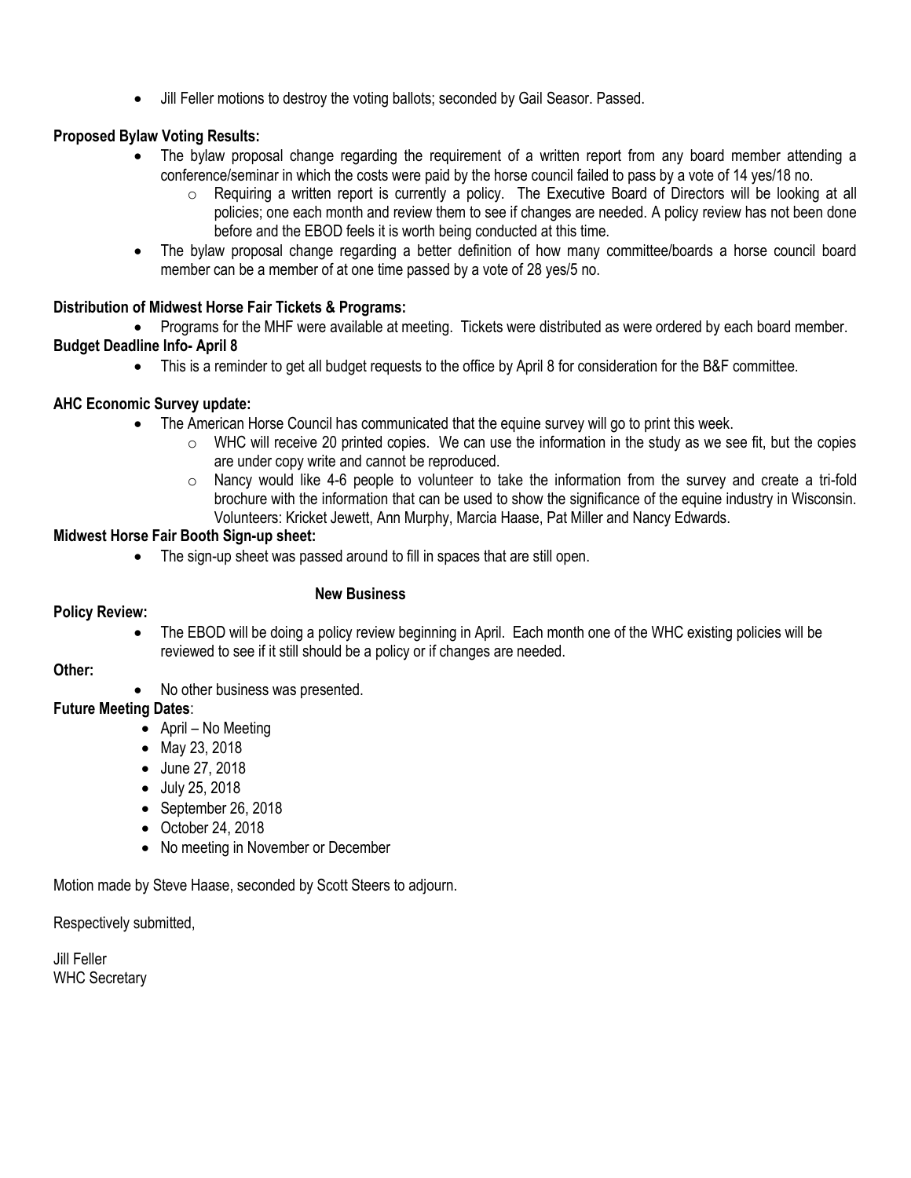- Jill Feller motions to destroy the voting ballots; seconded by Gail Seasor. Passed.

**Proposed Bylaw Voting Results:**

- The bylaw proposal change regarding the requirement of a written report from any board member attending a conference/seminar in which the costs were paid by the horse council failed to pass by a vote of 14 yes/18 no.
    - Requiring a written report is currently a policy. The Executive Board of Directors will be looking at all policies; one each month and review them to see if changes are needed. A policy review has not been done before and the EBOD feels it is worth being conducted at this time.
- The bylaw proposal change regarding a better definition of how many committee/boards a horse council board member can be a member of at one time passed by a vote of 28 yes/5 no.

**Distribution of Midwest Horse Fair Tickets & Programs:**

- Programs for the MHF were available at meeting. Tickets were distributed as were ordered by each board member.

**Budget Deadline Info- April 8**

- This is a reminder to get all budget requests to the office by April 8 for consideration for the B&F committee.

**AHC Economic Survey update:**

- The American Horse Council has communicated that the equine survey will go to print this week.
    - WHC will receive 20 printed copies. We can use the information in the study as we see fit, but the copies are under copy write and cannot be reproduced.
    - Nancy would like 4-6 people to volunteer to take the information from the survey and create a tri-fold brochure with the information that can be used to show the significance of the equine industry in Wisconsin. Volunteers: Kricket Jewett, Ann Murphy, Marcia Haase, Pat Miller and Nancy Edwards.

**Midwest Horse Fair Booth Sign-up sheet:**

- The sign-up sheet was passed around to fill in spaces that are still open.

**New Business**

**Policy Review:**

- The EBOD will be doing a policy review beginning in April. Each month one of the WHC existing policies will be reviewed to see if it still should be a policy or if changes are needed.

**Other:**

- No other business was presented.

**Future Meeting Dates**:

- April – No Meeting
- May 23, 2018
- June 27, 2018
- July 25, 2018
- September 26, 2018
- October 24, 2018
- No meeting in November or December

Motion made by Steve Haase, seconded by Scott Steers to adjourn.

Respectively submitted,

Jill Feller
WHC Secretary